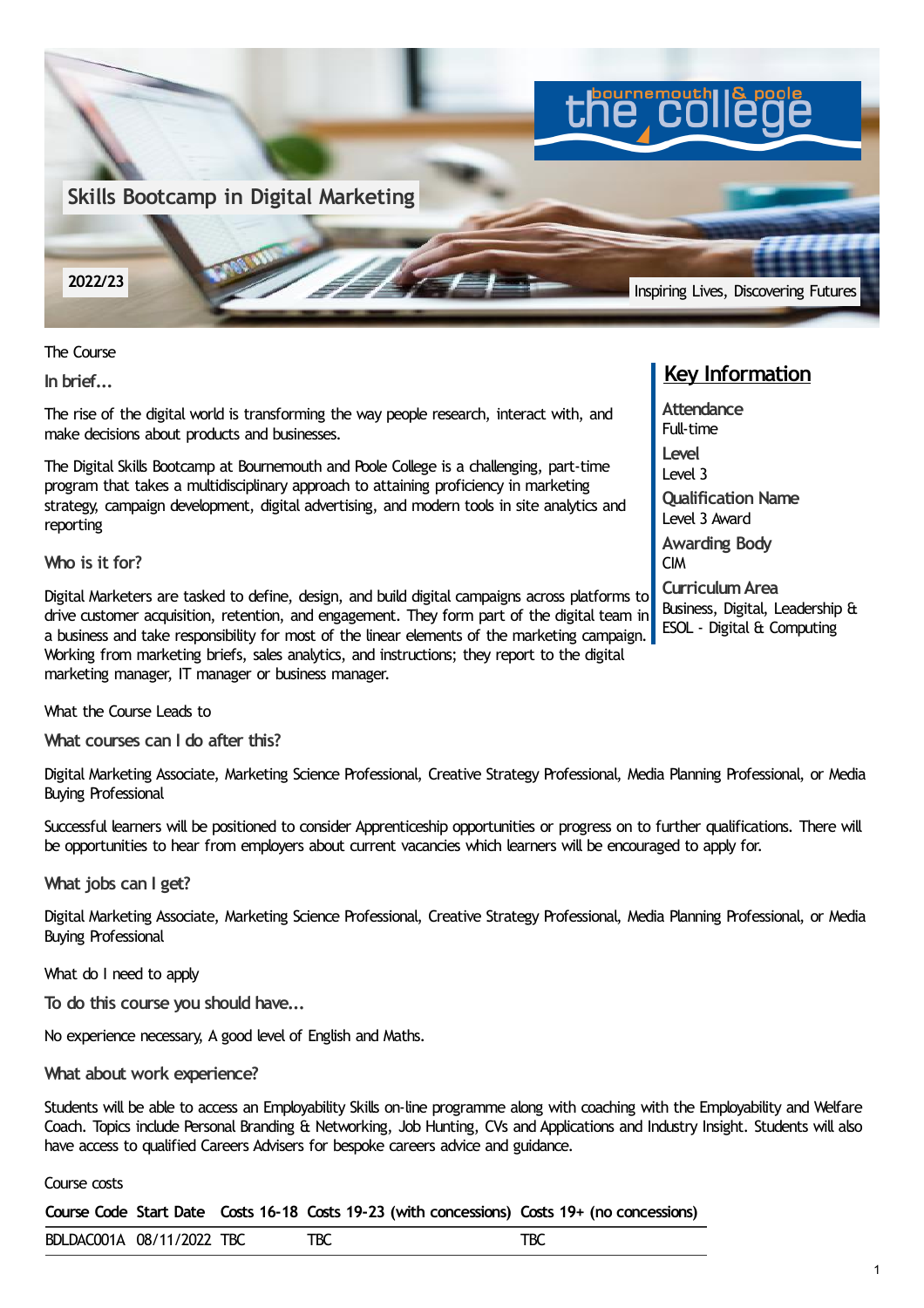# Skills Bootcamp in Digital Marketing

2022/23

the bournemouth & poole college

Inspiring Lives, Discovering Futures

## The Course

### In brief...

The rise of the digital world is transforming the way people research, interact with, and make decisions about products and businesses.

The Digital Skills Bootcamp at Bournemouth and Poole College is a challenging, part-time program that takes a multidisciplinary approach to attaining proficiency in marketing strategy, campaign development, digital advertising, and modern tools in site analytics and reporting

### Who is it for?

Digital Marketers are tasked to define, design, and build digital campaigns across platforms to drive customer acquisition, retention, and engagement. They form part of the digital team in a business and take responsibility for most of the linear elements of the marketing campaign. Working from marketing briefs, sales analytics, and instructions; they report to the digital marketing manager, IT manager or business manager.

## Key Information

**Attendance**
Full-time

**Level**
Level 3

**Qualification Name**
Level 3 Award

**Awarding Body**
CIM

**Curriculum Area**
Business, Digital, Leadership & ESOL - Digital & Computing

## What the Course Leads to

### What courses can I do after this?

Digital Marketing Associate, Marketing Science Professional, Creative Strategy Professional, Media Planning Professional, or Media Buying Professional

Successful learners will be positioned to consider Apprenticeship opportunities or progress on to further qualifications. There will be opportunities to hear from employers about current vacancies which learners will be encouraged to apply for.

### What jobs can I get?

Digital Marketing Associate, Marketing Science Professional, Creative Strategy Professional, Media Planning Professional, or Media Buying Professional

## What do I need to apply

### To do this course you should have...

No experience necessary, A good level of English and Maths.

### What about work experience?

Students will be able to access an Employability Skills on-line programme along with coaching with the Employability and Welfare Coach. Topics include Personal Branding & Networking, Job Hunting, CVs and Applications and Industry Insight. Students will also have access to qualified Careers Advisers for bespoke careers advice and guidance.

## Course costs

| Course Code | Start Date | Costs 16-18 | Costs 19-23 (with concessions) | Costs 19+ (no concessions) |
|---|---|---|---|---|
| BDLDAC001A | 08/11/2022 | TBC | TBC | TBC |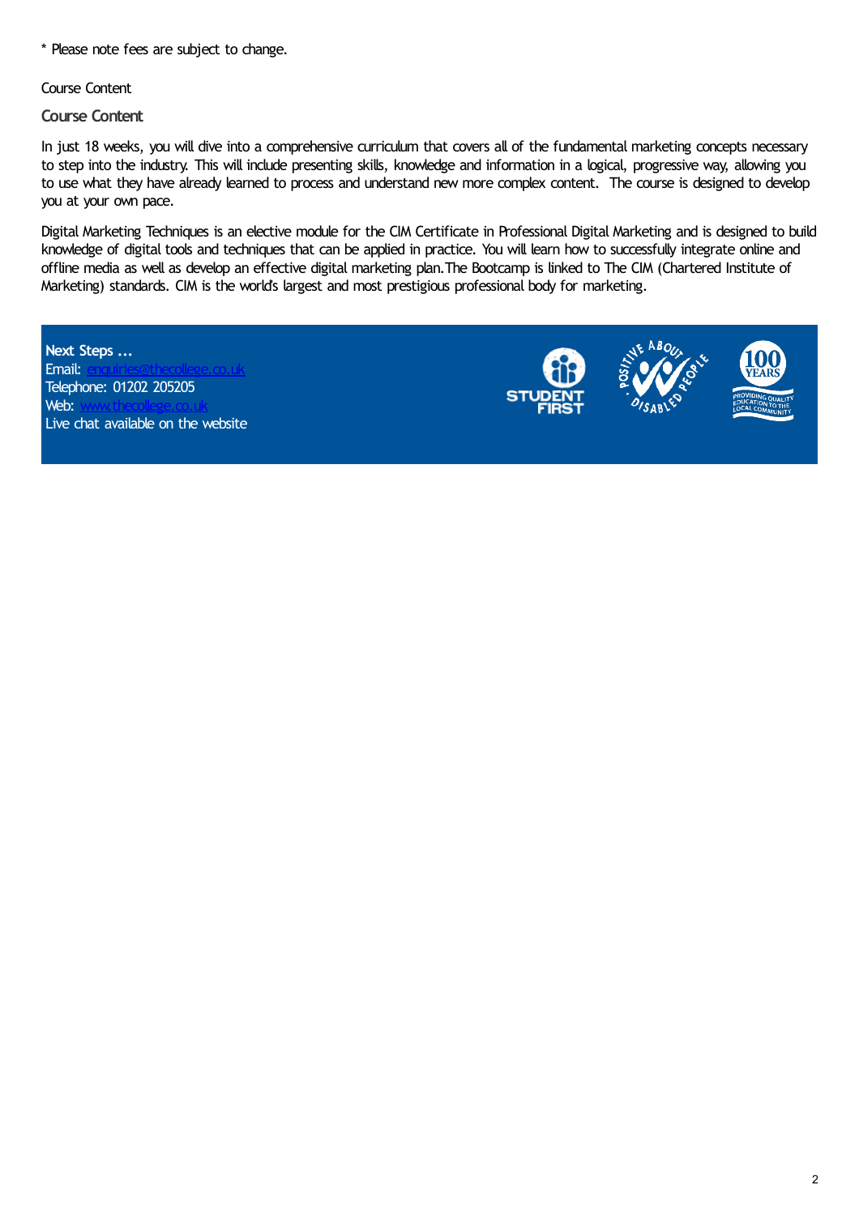* Please note fees are subject to change.

Course Content

## Course Content

In just 18 weeks, you will dive into a comprehensive curriculum that covers all of the fundamental marketing concepts necessary to step into the industry. This will include presenting skills, knowledge and information in a logical, progressive way, allowing you to use what they have already learned to process and understand new more complex content.  The course is designed to develop you at your own pace.

Digital Marketing Techniques is an elective module for the CIM Certificate in Professional Digital Marketing and is designed to build knowledge of digital tools and techniques that can be applied in practice. You will learn how to successfully integrate online and offline media as well as develop an effective digital marketing plan.The Bootcamp is linked to The CIM (Chartered Institute of Marketing) standards. CIM is the world's largest and most prestigious professional body for marketing.

**Next Steps ...**
Email: enquiries@thecollege.co.uk
Telephone: 01202 205205
Web: www.thecollege.co.uk
Live chat available on the website

STUDENT FIRST

POSITIVE ABOUT DISABLED PEOPLE

100 YEARS PROVIDING QUALITY EDUCATION TO THE LOCAL COMMUNITY